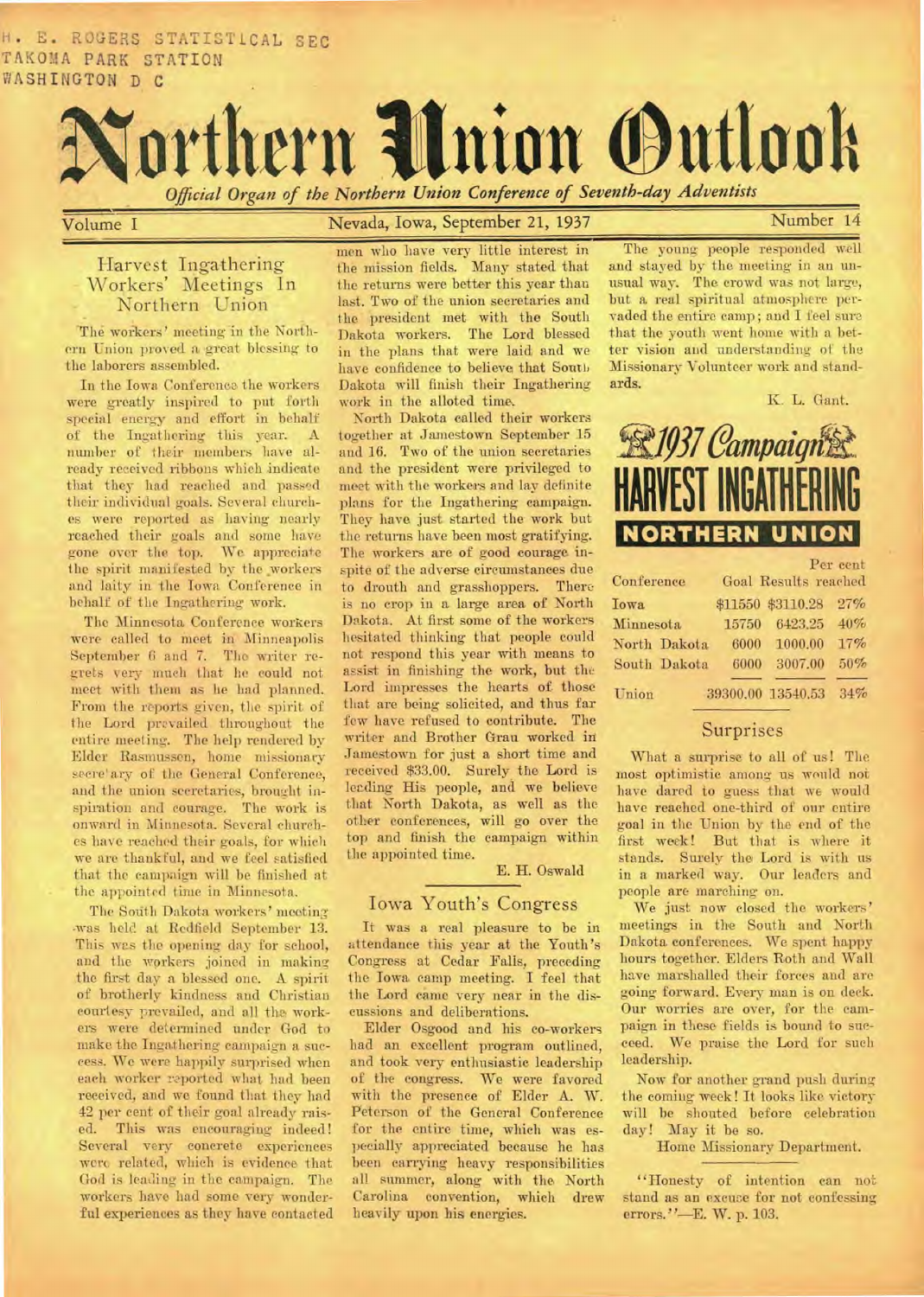H. E. ROGERS STATISTICAL SEC
TAKOMA PARK STATION
WASHINGTON D C

# Northern Union Outlook

*Official Organ of the Northern Union Conference of Seventh-day Adventists*

Volume I — Nevada, Iowa, September 21, 1937 — Number 14

## Harvest Ingathering Workers' Meetings In Northern Union

The workers' meeting in the Northern Union proved a great blessing to the laborers assembled.

In the Iowa Conference the workers were greatly inspired to put forth special energy and effort in behalf of the Ingathering this year. A number of their members have already received ribbons which indicate that they had reached and passed their individual goals. Several churches were reported as having nearly reached their goals and some have gone over the top. We appreciate the spirit manifested by the workers and laity in the Iowa Conference in behalf of the Ingathering work.

The Minnesota Conference workers were called to meet in Minneapolis September 6 and 7. The writer regrets very much that he could not meet with them as he had planned. From the reports given, the spirit of the Lord prevailed throughout the entire meeting. The help rendered by Elder Rasmussen, home missionary secretary of the General Conference, and the union secretaries, brought inspiration and courage. The work is onward in Minnesota. Several churches have reached their goals, for which we are thankful, and we feel satisfied that the campaign will be finished at the appointed time in Minnesota.

The South Dakota workers' meeting was held at Redfield September 13. This was the opening day for school, and the workers joined in making the first day a blessed one. A spirit of brotherly kindness and Christian courtesy prevailed, and all the workers were determined under God to make the Ingathering campaign a success. We were happily surprised when each worker reported what had been received, and we found that they had 42 per cent of their goal already raised. This was encouraging indeed! Several very concrete experiences were related, which is evidence that God is leading in the campaign. The workers have had some very wonderful experiences as they have contacted men who have very little interest in the mission fields. Many stated that the returns were better this year than last. Two of the union secretaries and the president met with the South Dakota workers. The Lord blessed in the plans that were laid and we have confidence to believe that South Dakota will finish their Ingathering work in the alloted time.

North Dakota called their workers together at Jamestown September 15 and 16. Two of the union secretaries and the president were privileged to meet with the workers and lay definite plans for the Ingathering campaign. They have just started the work but the returns have been most gratifying. The workers are of good courage inspite of the adverse circumstances due to drouth and grasshoppers. There is no crop in a large area of North Dakota. At first some of the workers hesitated thinking that people could not respond this year with means to assist in finishing the work, but the Lord impresses the hearts of those that are being solicited, and thus far few have refused to contribute. The writer and Brother Grau worked in Jamestown for just a short time and received $33.00. Surely the Lord is leading His people, and we believe that North Dakota, as well as the other conferences, will go over the top and finish the campaign within the appointed time.

E. H. Oswald

## Iowa Youth's Congress

It was a real pleasure to be in attendance this year at the Youth's Congress at Cedar Falls, preceding the Iowa camp meeting. I feel that the Lord came very near in the discussions and deliberations.

Elder Osgood and his co-workers had an excellent program outlined, and took very enthusiastic leadership of the congress. We were favored with the presence of Elder A. W. Peterson of the General Conference for the entire time, which was especially appreciated because he has been carrying heavy responsibilities all summer, along with the North Carolina convention, which drew heavily upon his energies.

The young people responded well and stayed by the meeting in an unusual way. The crowd was not large, but a real spiritual atmosphere pervaded the entire camp; and I feel sure that the youth went home with a better vision and understanding of the Missionary Volunteer work and standards.

K. L. Gant.

## 1937 Campaign HARVEST INGATHERING NORTHERN UNION

| Conference | Goal | Results | Per cent reached |
|---|---|---|---|
| Iowa | $11550 | $3110.28 | 27% |
| Minnesota | 15750 | 6423.25 | 40% |
| North Dakota | 6000 | 1000.00 | 17% |
| South Dakota | 6000 | 3007.00 | 50% |
| Union | 39300.00 | 13540.53 | 34% |

## Surprises

What a surprise to all of us! The most optimistic among us would not have dared to guess that we would have reached one-third of our entire goal in the Union by the end of the first week! But that is where it stands. Surely the Lord is with us in a marked way. Our leaders and people are marching on.

We just now closed the workers' meetings in the South and North Dakota conferences. We spent happy hours together. Elders Roth and Wall have marshalled their forces and are going forward. Every man is on deck. Our worries are over, for the campaign in these fields is bound to succeed. We praise the Lord for such leadership.

Now for another grand push during the coming week! It looks like victory will be shouted before celebration day! May it be so.

Home Missionary Department.

"Honesty of intention can not stand as an excuse for not confessing errors."—E. W. p. 103.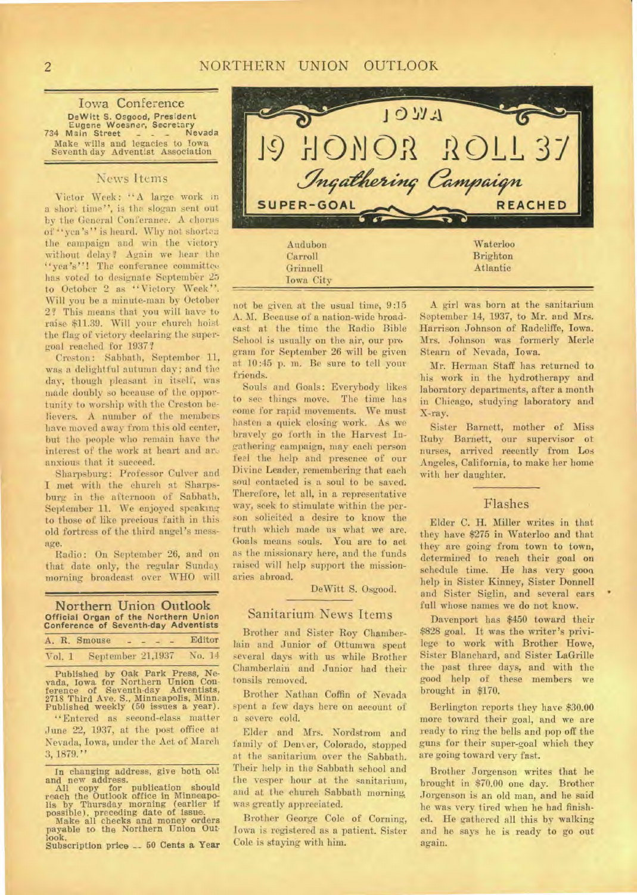## Iowa Conference

**DeWitt S. Osgood, President**
**Eugene Woesner, Secretary**
**734 Main Street - - - Nevada**
**Make wills and legacies to Iowa Seventh-day Adventist Association**

### News Items

Victor Week: "A large work in a short time", is the slogan sent out by the General Conferance. A chorus of "yea's" is heard. Why not shorten the campaign and win the victory without delay? Again we hear the "yea's"! The conferance committee has voted to designate September 25 to October 2 as "Victory Week". Will you be a minute-man by October 2? This means that you will have to raise $11.39. Will your church hoist the flag of victory declaring the super-goal reached for 1937?

Creston: Sabbath, September 11, was a delightful autumn day; and the day, though pleasant in itself, was made doubly so because of the opportunity to worship with the Creston believers. A number of the members have moved away from this old center, but the people who remain have the interest of the work at heart and are anxious that it succeed.

Sharpsburg: Professor Culver and I met with the church at Sharpsburg in the afternoon of Sabbath, September 11. We enjoyed speaking to those of like precious faith in this old fortress of the third angel's message.

Radio: On September 26, and on that date only, the regular Sunday morning broadcast over WHO will not be given at the usual time, 9:15 A. M. Because of a nation-wide broadcast at the time the Radio Bible School is usually on the air, our program for September 26 will be given at 10:45 p. m. Be sure to tell your friends.

Souls and Goals: Everybody likes to see things move. The time has come for rapid movements. We must hasten a quick closing work. As we bravely go forth in the Harvest Ingathering campaign, may each person feel the help and presence of our Divine Leader, remembering that each soul contacted is a soul to be saved. Therefore, let all, in a representative way, seek to stimulate within the person solicited a desire to know the truth which made us what we are. Goals means souls. You are to act as the missionary here, and the funds raised will help support the missionaries abroad.

DeWitt S. Osgood.

## IOWA
## 19 HONOR ROLL 37
## *Ingathering Campaign*
### SUPER-GOAL REACHED

| | |
|---|---|
| Audubon | Waterloo |
| Carroll | Brighton |
| Grinnell | Atlantic |
| Iowa City | |

### Sanitarium News Items

Brother and Sister Roy Chamberlain and Junior of Ottumwa spent several days with us while Brother Chamberlain and Junior had their tonsils removed.

Brother Nathan Coffin of Nevada spent a few days here on account of a severe cold.

Elder and Mrs. Nordstrom and family of Denver, Colorado, stopped at the sanitarium over the Sabbath. Their help in the Sabbath school and the vesper hour at the sanitarium, and at the church Sabbath morning, was greatly appreciated.

Brother George Cole of Corning, Iowa is registered as a patient. Sister Cole is staying with him.

A girl was born at the sanitarium September 14, 1937, to Mr. and Mrs. Harrison Johnson of Radcliffe, Iowa. Mrs. Johnson was formerly Merle Stearn of Nevada, Iowa.

Mr. Herman Staff has returned to his work in the hydrotherapy and laboratory departments, after a month in Chicago, studying laboratory and X-ray.

Sister Barnett, mother of Miss Ruby Barnett, our supervisor of nurses, arrived recently from Los Angeles, California, to make her home with her daughter.

### Flashes

Elder C. H. Miller writes in that they have $275 in Waterloo and that they are going from town to town, determined to reach their goal on schedule time. He has very good help in Sister Kinney, Sister Donnell and Sister Siglin, and several cars full whose names we do not know.

Davenport has $450 toward their $828 goal. It was the writer's privilege to work with Brother Howe, Sister Blanchard, and Sister LaGrille the past three days, and with the good help of these members we brought in $170.

Berlington reports they have $30.00 more toward their goal, and we are ready to ring the bells and pop off the guns for their super-goal which they are going toward very fast.

Brother Jorgenson writes that he brought in $70.00 one day. Brother Jorgenson is an old man, and he said he was very tired when he had finished. He gathered all this by walking and he says he is ready to go out again.

---

## Northern Union Outlook
**Official Organ of the Northern Union Conference of Seventh-day Adventists**

| | | |
|---|---|---|
| A. R. Smouse | - - - - | Editor |
| Vol. 1 | September 21,1937 | No. 14 |

Published by Oak Park Press, Nevada, Iowa for Northern Union Conference of Seventh-day Adventists, 2718 Third Ave. S., Minneapolis, Minn. Published weekly (50 issues a year).

"Entered as second-class matter June 22, 1937, at the post office at Nevada, Iowa, under the Act of March 3, 1879."

In changing address, give both old and new address.

All copy for publication should reach the Outlook office in Minneapolis by Thursday morning (earlier if possible), preceding date of issue.

Make all checks and money orders payable to the Northern Union Outlook.

Subscription price -- 50 Cents a Year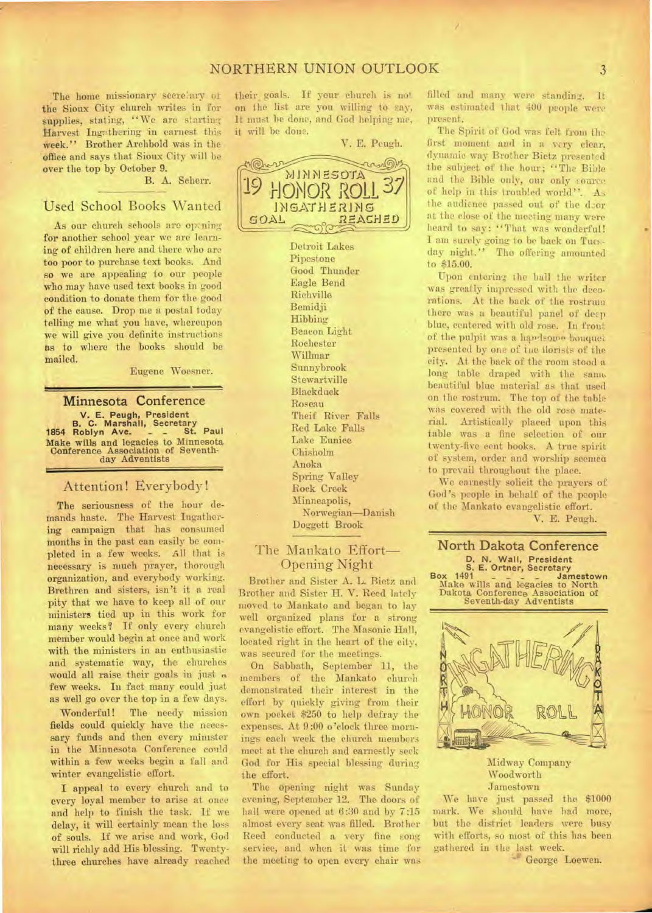The home missionary secretary of the Sioux City church writes in for supplies, stating, "We are starting Harvest Ingathering in earnest this week." Brother Archbold was in the office and says that Sioux City will be over the top by October 9.

B. A. Scherr.

## Used School Books Wanted

As our church schools are opening for another school year we are learning of children here and there who are too poor to purchase text books. And so we are appealing to our people who may have used text books in good condition to donate them for the good of the cause. Drop me a postal today telling me what you have, whereupon we will give you definite instructions as to where the books should be mailed.

Eugene Woesner.

## Minnesota Conference

**V. E. Peugh, President**
**B. C. Marshall, Secretary**
**1854 Roblyn Ave. - - St. Paul**
**Make wills and legacies to Minnesota Conference Association of Seventh-day Adventists**

## Attention! Everybody!

The seriousness of the hour demands haste. The Harvest Ingathering campaign that has consumed months in the past can easily be completed in a few weeks. All that is necessary is much prayer, thorough organization, and everybody working. Brethren and sisters, isn't it a real pity that we have to keep all of our ministers tied up in this work for many weeks? If only every church member would begin at once and work with the ministers in an enthusiastic and systematic way, the churches would all raise their goals in just a few weeks. In fact many could just as well go over the top in a few days.

Wonderful! The needy mission fields could quickly have the necessary funds and then every minister in the Minnesota Conference could within a few weeks begin a fall and winter evangelistic effort.

I appeal to every church and to every loyal member to arise at once and help to finish the task. If we delay, it will certainly mean the loss of souls. If we arise and work, God will richly add His blessing. Twenty-three churches have already reached their goals. If your church is not on the list are you willing to say, It must be done, and God helping me, it will be done.

V. E. Peugh.

**MINNESOTA 1937 HONOR ROLL INGATHERING GOAL REACHED**

Detroit Lakes
Pipestone
Good Thunder
Eagle Bend
Richville
Bemidji
Hibbing
Beacon Light
Rochester
Willmar
Sunnybrook
Stewartville
Blackduck
Roseau
Theif River Falls
Red Lake Falls
Lake Eunice
Chisholm
Anoka
Spring Valley
Rock Creek
Minneapolis,
Norwegian—Danish
Doggett Brook

## The Mankato Effort—Opening Night

Brother and Sister A. L. Bietz and Brother and Sister H. V. Reed lately moved to Mankato and began to lay well organized plans for a strong evangelistic effort. The Masonic Hall, located right in the heart of the city, was secured for the meetings.

On Sabbath, September 11, the members of the Mankato church demonstrated their interest in the effort by quickly giving from their own pocket $250 to help defray the expenses. At 9:00 o'clock three mornings each week the church members meet at the church and earnestly seek God for His special blessing during the effort.

The opening night was Sunday evening, September 12. The doors of hall were opened at 6:30 and by 7:15 almost every seat was filled. Brother Reed conducted a very fine song service, and when it was time for the meeting to open every chair was filled and many were standing. It was estimated that 400 people were present.

The Spirit of God was felt from the first moment and in a very clear, dynamic way Brother Bietz presented the subject of the hour; "The Bible and the Bible only, our only source of help in this troubled world". As the audience passed out of the door at the close of the meeting many were heard to say: "That was wonderful! I am surely going to be back on Tuesday night." The offering amounted to $15.00.

Upon entering the hall the writer was greatly impressed with the decorations. At the back of the rostrum there was a beautiful panel of deep blue, centered with old rose. In front of the pulpit was a handsome bouquet presented by one of the florists of the city. At the back of the room stood a long table draped with the same beautiful blue material as that used on the rostrum. The top of the table was covered with the old rose material. Artistically placed upon this table was a fine selection of our twenty-five cent books. A true spirit of system, order and worship seemed to prevail throughout the place.

We earnestly solicit the prayers of God's people in behalf of the people of the Mankato evangelistic effort.

V. E. Peugh.

## North Dakota Conference

**D. N. Wall, President**
**S. E. Ortner, Secretary**
**Box 1491 - - - - Jamestown**
**Make wills and legacies to North Dakota Conference Association of Seventh-day Adventists**

**NORTH DAKOTA INGATHERING HONOR ROLL**

Midway Company
Woodworth
Jamestown

We have just passed the $1000 mark. We should have had more, but the district leaders were busy with efforts, so most of this has been gathered in the last week.

George Loewen.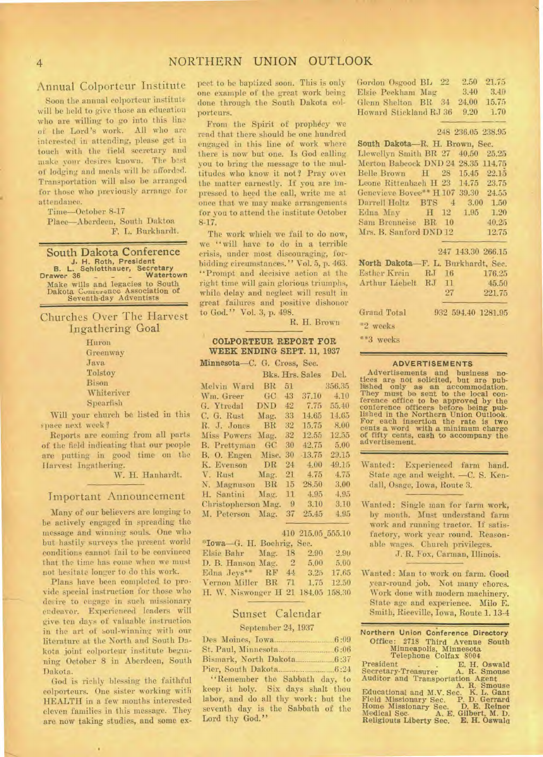## Annual Colporteur Institute

Soon the annual colporteur institute will be held to give those an education who are willing to go into this line of the Lord's work. All who are interested in attending, please get in touch with the field secretary and make your desires known. The best of lodging and meals will be afforded. Transportation will also be arranged for those who previously arrange for attendance.

Time—October 8-17

Place—Aberdeen, South Dakota

F. L. Burkhardt.

## South Dakota Conference

J. H. Roth, President
B. L. Schlotthauer, Secretary
Drawer 36 — — — Watertown
Make wills and legacies to South Dakota Conference Association of Seventh-day Adventists

## Churches Over The Harvest Ingathering Goal

Huron
Greenway
Java
Tolstoy
Bison
Whiteriver
Spearfish

Will your church be listed in this space next week?

Reports are coming from all parts of the field indicating that our people are putting in good time on the Harvest Ingathering.

W. H. Hanhardt.

## Important Announcement

Many of our believers are longing to be actively engaged in spreading the message and winning souls. One who but hastily surveys the present world conditions cannot fail to be convinced that the time has come when we must not hesitate longer to do this work.

Plans have been completed to provide special instruction for those who desire to engage in such missionary endeavor. Experienced leaders will give ten days of valuable instruction in the art of soul-winning with our literature at the North and South Dakota joint colporteur institute beginning October 8 in Aberdeen, South Dakota.

God is richly blessing the faithful colporteurs. One sister working with HEALTH in a few months interested eleven families in this message. They are now taking studies, and some expect to be baptized soon. This is only one example of the great work being done through the South Dakota colporteurs.

From the Spirit of prophecy we read that there should be one hundred engaged in this line of work where there is now but one. Is God calling you to bring the message to the multitudes who know it not? Pray over the matter earnestly. If you are impressed to heed the call, write me at once that we may make arrangements for you to attend the institute October 8-17.

The work which we fail to do now, we "will have to do in a terrible crisis, under most discouraging, forbidding circumstances." Vol. 5, p. 463. "Prompt and decisive action at the right time will gain glorious triumphs, while delay and neglect will result in great failures and positive dishonor to God." Vol. 3, p. 498.

R. H. Brown

## COLPORTEUR REPORT FOR WEEK ENDING SEPT. 11, 1937

| | | Bks. | Hrs. | Sales | Del. |
|---|---|---|---|---|---|
| **Minnesota—C. G. Cross, Sec.** | | | | | |
| Melvin Ward | BR | 51 | | | 356.35 |
| Wm. Greer | GC | 43 | 37.10 | | 4.10 |
| G. Ytredal | DND | 42 | 7.75 | | 55.40 |
| C. G. Rust | Mag. | 33 | 14.65 | | 14.65 |
| R. J. Jones | BR | 32 | 15.75 | | 8.00 |
| Miss Powers | Mag. | 32 | 12.55 | | 12.55 |
| B. Prettyman | GC | 30 | 42.75 | | 5.00 |
| B. O. Engen | Misc. | 30 | 13.75 | | 29.15 |
| K. Evenson | DR | 24 | 4.00 | | 49.15 |
| V. Rust | Mag. | 21 | 4.75 | | 4.75 |
| N. Magnuson | BR | 15 | 28.50 | | 3.00 |
| H. Santini | Mag. | 11 | 4.95 | | 4.95 |
| Christopherson | Mag. | 9 | 3.10 | | 3.10 |
| M. Peterson | Mag. | 37 | 25.45 | | 4.95 |
| | | 410 | 215.05 | | 555.10 |
| **\*Iowa—G. H. Boehrig, Sec.** | | | | | |
| Elsie Bahr | Mag. | 18 | 2.90 | | 2.90 |
| D. B. Hanson | Mag. | 2 | 5.00 | | 5.00 |
| Edna Jeys** | RF | 44 | 3.25 | | 17.65 |
| Vernon Miller | BR | 71 | 1.75 | | 12.50 |
| H. W. Niswonger | H | 21 | 184.05 | | 158.30 |
| Gordon Osgood | BL | 22 | 2.50 | | 21.75 |
| Elsie Peckham | Mag | | 3.40 | | 3.40 |
| Glenn Shelton | BR | 34 | 24.00 | | 15.75 |
| Howard Stickland | RJ | 36 | 9.20 | | 1.70 |
| | | 248 | 236.05 | | 238.95 |
| **South Dakota—R. H. Brown, Sec.** | | | | | |
| Llewellyn Smith | BR | 27 | 40.50 | | 25.25 |
| Merton Babcock | DND | 24 | 28.35 | | 114.75 |
| Belle Brown | H | 28 | 15.45 | | 22.15 |
| Leone Rittenbach | H | 23 | 14.75 | | 23.75 |
| Genevieve Bovee** | H | 107 | 39.30 | | 24.55 |
| Darrell Holtz | BTS | 4 | 3.00 | | 1.50 |
| Edna May | H | 12 | 1.95 | | 1.20 |
| Sam Brenneise | BR | 10 | | | 40.25 |
| Mrs. B. Sanford | DND | 12 | | | 12.75 |
| | | 247 | 143.30 | | 266.15 |
| **North Dakota—F. L. Burkhardt, Sec.** | | | | | |
| Esther Krein | RJ | 16 | | | 176.25 |
| Arthur Liebelt | RJ | 11 | | | 45.50 |
| | | 27 | | | 221.75 |
| Grand Total | | 932 | 594.40 | | 1281.95 |

\*2 weeks

\*\*3 weeks

## Sunset Calendar

September 24, 1937

Des Moines, Iowa ............ 6:09
St. Paul, Minnesota ............ 6:06
Bismark, North Dakota ............ 6:37
Pier, South Dakota ............ 6:24

"Remember the Sabbath day, to keep it holy. Six days shalt thou labor, and do all thy work: but the seventh day is the Sabbath of the Lord thy God."

## ADVERTISEMENTS

Advertisements and business notices are not solicited, but are published only as an accommodation. They must be sent to the local conference office to be approved by the conference officers before being published in the Northern Union Outlook. For each insertion the rate is two cents a word with a minimum charge of fifty cents, cash to accompany the advertisement.

Wanted: Experienced farm hand. State age and weight. —C. S. Kendall, Osage, Iowa, Route 3.

Wanted: Single man for farm work, by month. Must understand farm work and running tractor. If satisfactory, work year round. Reasonable wages. Church privileges.

J. R. Fox, Carman, Illinois.

Wanted: Man to work on farm. Good year-round job. Not many chores. Work done with modern machinery. State age and experience. Milo E. Smith, Riceville, Iowa, Route 1. 13-4

## Northern Union Conference Directory

Office: 2718 Third Avenue South
Minneapolis, Minnesota
Telephone Colfax 8004

President . . . E. H. Oswald
Secretary-Treasurer A. R. Smouse
Auditor and Transportation Agent A. R. Smouse
Educational and M.V. Sec. K. L. Gant
Field Missionary Sec. P. D. Gerrard
Home Missionary Sec. D. E. Reiner
Medical Sec. A. E. Gilbert, M. D.
Religiouts Liberty Sec. E. H. Oswald